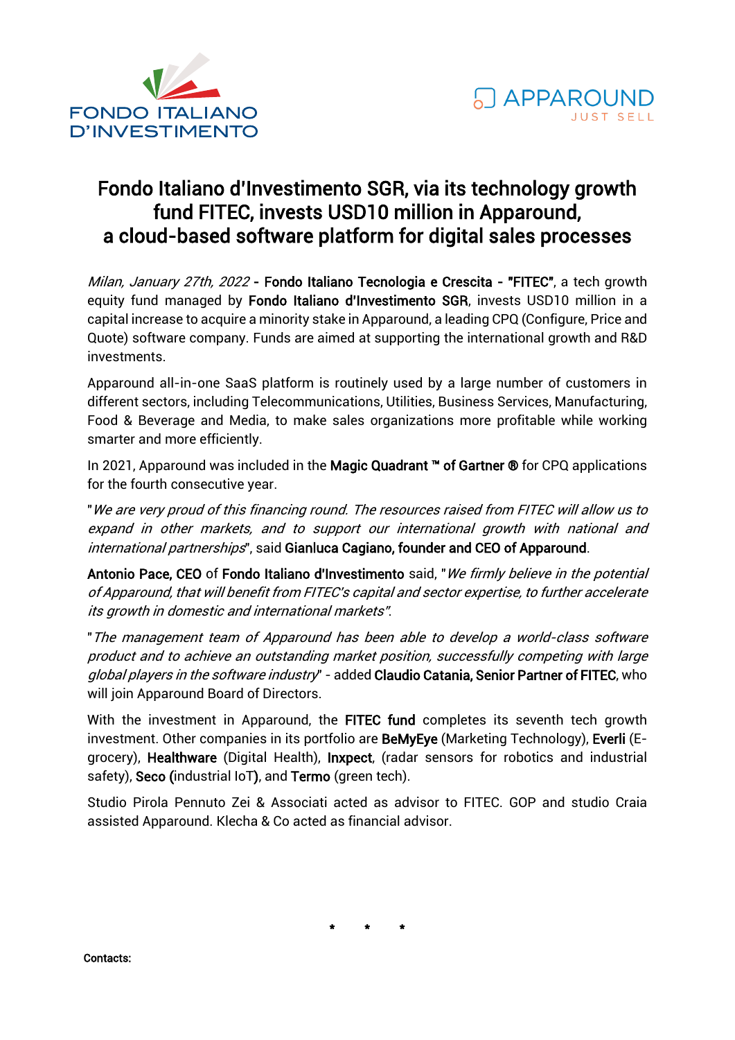FONDO ITALIANO D'INVESTIMENTO

APPAROUND
JUST SELL

# Fondo Italiano d'Investimento SGR, via its technology growth fund FITEC, invests USD10 million in Apparound, a cloud-based software platform for digital sales processes

*Milan, January 27th, 2022* - **Fondo Italiano Tecnologia e Crescita - "FITEC"**, a tech growth equity fund managed by **Fondo Italiano d'Investimento SGR**, invests USD10 million in a capital increase to acquire a minority stake in Apparound, a leading CPQ (Configure, Price and Quote) software company. Funds are aimed at supporting the international growth and R&D investments.

Apparound all-in-one SaaS platform is routinely used by a large number of customers in different sectors, including Telecommunications, Utilities, Business Services, Manufacturing, Food & Beverage and Media, to make sales organizations more profitable while working smarter and more efficiently.

In 2021, Apparound was included in the **Magic Quadrant ™ of Gartner ®** for CPQ applications for the fourth consecutive year.

"*We are very proud of this financing round. The resources raised from FITEC will allow us to expand in other markets, and to support our international growth with national and international partnerships*", said **Gianluca Cagiano, founder and CEO of Apparound**.

**Antonio Pace, CEO** of **Fondo Italiano d'Investimento** said, "*We firmly believe in the potential of Apparound, that will benefit from FITEC's capital and sector expertise, to further accelerate its growth in domestic and international markets"*.

"*The management team of Apparound has been able to develop a world-class software product and to achieve an outstanding market position, successfully competing with large global players in the software industry*" - added **Claudio Catania, Senior Partner of FITEC**, who will join Apparound Board of Directors.

With the investment in Apparound, the **FITEC fund** completes its seventh tech growth investment. Other companies in its portfolio are **BeMyEye** (Marketing Technology), **Everli** (E-grocery), **Healthware** (Digital Health), **Inxpect**, (radar sensors for robotics and industrial safety), **Seco** (industrial IoT), and **Termo** (green tech).

Studio Pirola Pennuto Zei & Associati acted as advisor to FITEC. GOP and studio Craia assisted Apparound. Klecha & Co acted as financial advisor.

\* \* \*

**Contacts:**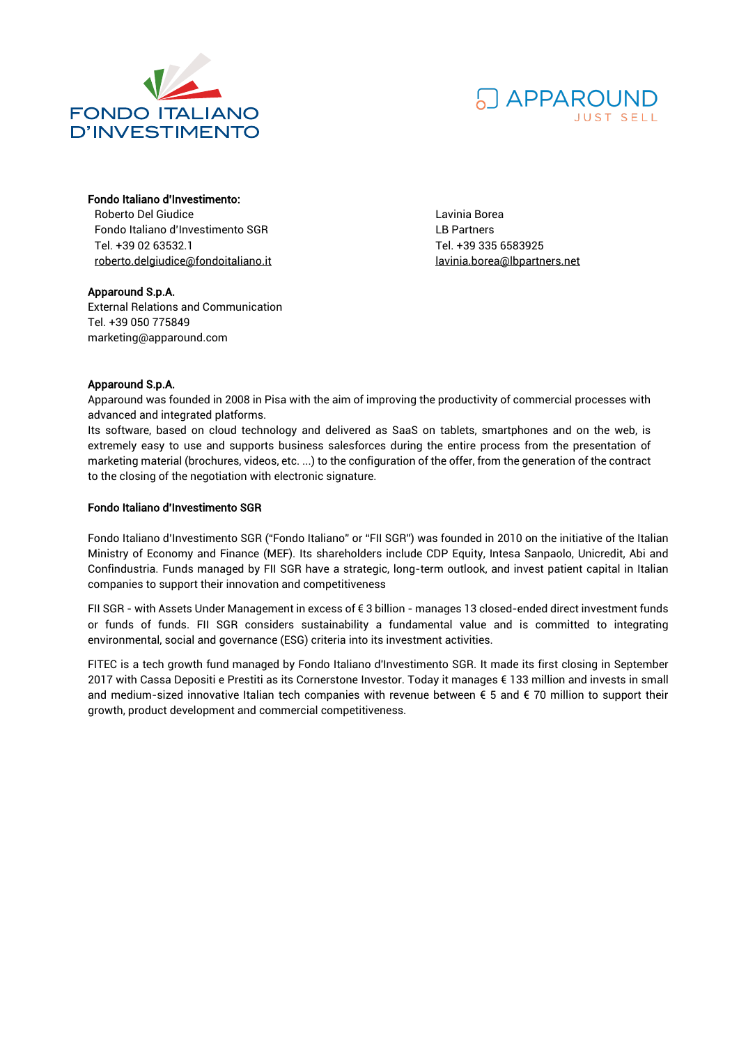FONDO ITALIANO D'INVESTIMENTO

APPAROUND JUST SELL

**Fondo Italiano d'Investimento:**

Roberto Del Giudice
Fondo Italiano d'Investimento SGR
Tel. +39 02 63532.1
roberto.delgiudice@fondoitaliano.it

Lavinia Borea
LB Partners
Tel. +39 335 6583925
lavinia.borea@lbpartners.net

**Apparound S.p.A.**
External Relations and Communication
Tel. +39 050 775849
marketing@apparound.com

**Apparound S.p.A.**

Apparound was founded in 2008 in Pisa with the aim of improving the productivity of commercial processes with advanced and integrated platforms.
Its software, based on cloud technology and delivered as SaaS on tablets, smartphones and on the web, is extremely easy to use and supports business salesforces during the entire process from the presentation of marketing material (brochures, videos, etc. ...) to the configuration of the offer, from the generation of the contract to the closing of the negotiation with electronic signature.

**Fondo Italiano d'Investimento SGR**

Fondo Italiano d'Investimento SGR ("Fondo Italiano" or "FII SGR") was founded in 2010 on the initiative of the Italian Ministry of Economy and Finance (MEF). Its shareholders include CDP Equity, Intesa Sanpaolo, Unicredit, Abi and Confindustria. Funds managed by FII SGR have a strategic, long-term outlook, and invest patient capital in Italian companies to support their innovation and competitiveness

FII SGR - with Assets Under Management in excess of € 3 billion - manages 13 closed-ended direct investment funds or funds of funds. FII SGR considers sustainability a fundamental value and is committed to integrating environmental, social and governance (ESG) criteria into its investment activities.

FITEC is a tech growth fund managed by Fondo Italiano d'Investimento SGR. It made its first closing in September 2017 with Cassa Depositi e Prestiti as its Cornerstone Investor. Today it manages € 133 million and invests in small and medium-sized innovative Italian tech companies with revenue between € 5 and € 70 million to support their growth, product development and commercial competitiveness.